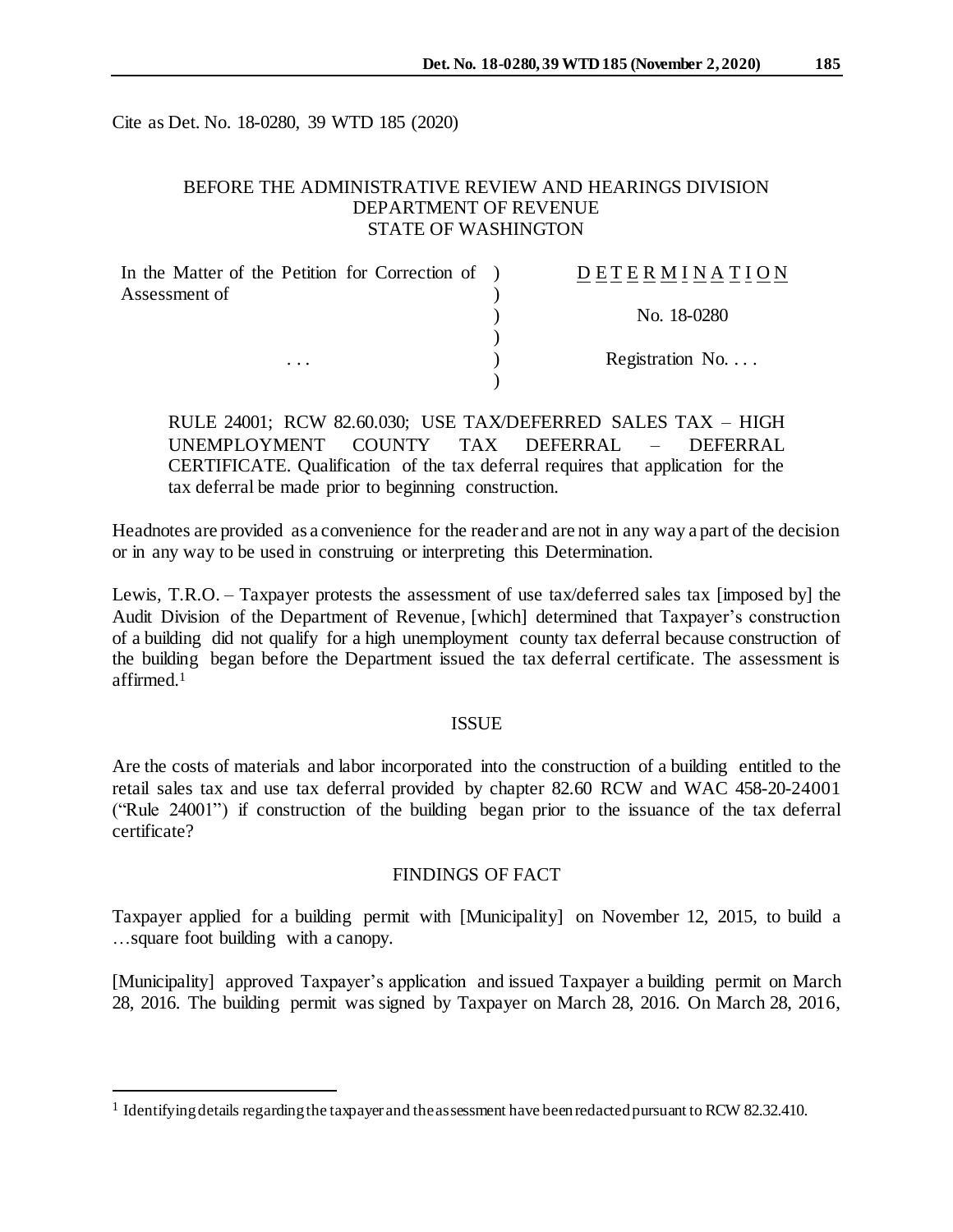Cite as Det. No. 18-0280, 39 WTD 185 (2020)

BEFORE THE ADMINISTRATIVE REVIEW AND HEARINGS DIVISION
DEPARTMENT OF REVENUE
STATE OF WASHINGTON

| In the Matter of the Petition for Correction of Assessment of | ) | DETERMINATION |
|---|---|---|
| | ) | No. 18-0280 |
| . . . | ) | Registration No. . . . |

RULE 24001; RCW 82.60.030; USE TAX/DEFERRED SALES TAX – HIGH UNEMPLOYMENT COUNTY TAX DEFERRAL – DEFERRAL CERTIFICATE. Qualification of the tax deferral requires that application for the tax deferral be made prior to beginning construction.

Headnotes are provided as a convenience for the reader and are not in any way a part of the decision or in any way to be used in construing or interpreting this Determination.

Lewis, T.R.O. – Taxpayer protests the assessment of use tax/deferred sales tax [imposed by] the Audit Division of the Department of Revenue, [which] determined that Taxpayer's construction of a building did not qualify for a high unemployment county tax deferral because construction of the building began before the Department issued the tax deferral certificate. The assessment is affirmed.[1]

## ISSUE

Are the costs of materials and labor incorporated into the construction of a building entitled to the retail sales tax and use tax deferral provided by chapter 82.60 RCW and WAC 458-20-24001 ("Rule 24001") if construction of the building began prior to the issuance of the tax deferral certificate?

## FINDINGS OF FACT

Taxpayer applied for a building permit with [Municipality] on November 12, 2015, to build a …square foot building with a canopy.

[Municipality] approved Taxpayer's application and issued Taxpayer a building permit on March 28, 2016. The building permit was signed by Taxpayer on March 28, 2016. On March 28, 2016,

[1] Identifying details regarding the taxpayer and the assessment have been redacted pursuant to RCW 82.32.410.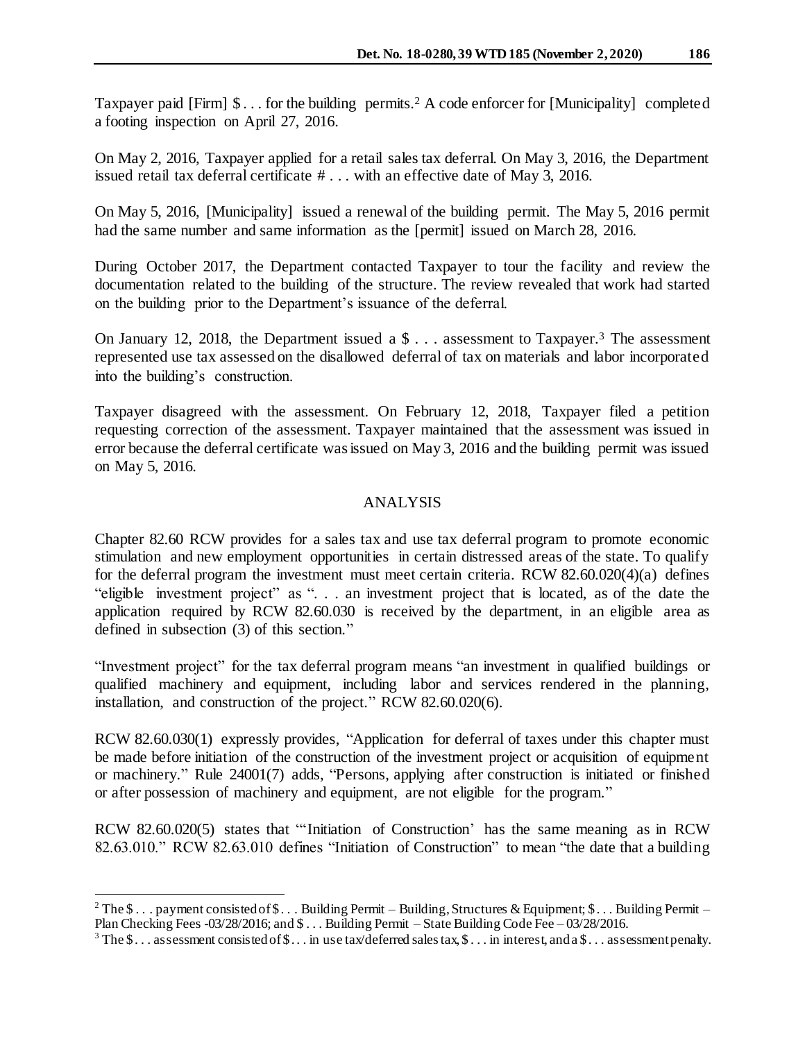Taxpayer paid [Firm] $ . . . for the building permits.[2] A code enforcer for [Municipality] completed a footing inspection on April 27, 2016.

On May 2, 2016, Taxpayer applied for a retail sales tax deferral. On May 3, 2016, the Department issued retail tax deferral certificate # . . . with an effective date of May 3, 2016.

On May 5, 2016, [Municipality] issued a renewal of the building permit. The May 5, 2016 permit had the same number and same information as the [permit] issued on March 28, 2016.

During October 2017, the Department contacted Taxpayer to tour the facility and review the documentation related to the building of the structure. The review revealed that work had started on the building prior to the Department's issuance of the deferral.

On January 12, 2018, the Department issued a $ . . . assessment to Taxpayer.[3] The assessment represented use tax assessed on the disallowed deferral of tax on materials and labor incorporated into the building's construction.

Taxpayer disagreed with the assessment. On February 12, 2018, Taxpayer filed a petition requesting correction of the assessment. Taxpayer maintained that the assessment was issued in error because the deferral certificate was issued on May 3, 2016 and the building permit was issued on May 5, 2016.

## ANALYSIS

Chapter 82.60 RCW provides for a sales tax and use tax deferral program to promote economic stimulation and new employment opportunities in certain distressed areas of the state. To qualify for the deferral program the investment must meet certain criteria. RCW 82.60.020(4)(a) defines "eligible investment project" as ". . . an investment project that is located, as of the date the application required by RCW 82.60.030 is received by the department, in an eligible area as defined in subsection (3) of this section."

"Investment project" for the tax deferral program means "an investment in qualified buildings or qualified machinery and equipment, including labor and services rendered in the planning, installation, and construction of the project." RCW 82.60.020(6).

RCW 82.60.030(1) expressly provides, "Application for deferral of taxes under this chapter must be made before initiation of the construction of the investment project or acquisition of equipment or machinery." Rule 24001(7) adds, "Persons, applying after construction is initiated or finished or after possession of machinery and equipment, are not eligible for the program."

RCW 82.60.020(5) states that "'Initiation of Construction' has the same meaning as in RCW 82.63.010." RCW 82.63.010 defines "Initiation of Construction" to mean "the date that a building

---

[2] The $ . . . payment consisted of $ . . . Building Permit – Building, Structures & Equipment; $ . . . Building Permit – Plan Checking Fees -03/28/2016; and $ . . . Building Permit – State Building Code Fee – 03/28/2016.

[3] The $ . . . assessment consisted of $ . . . in use tax/deferred sales tax, $ . . . in interest, and a $ . . . assessment penalty.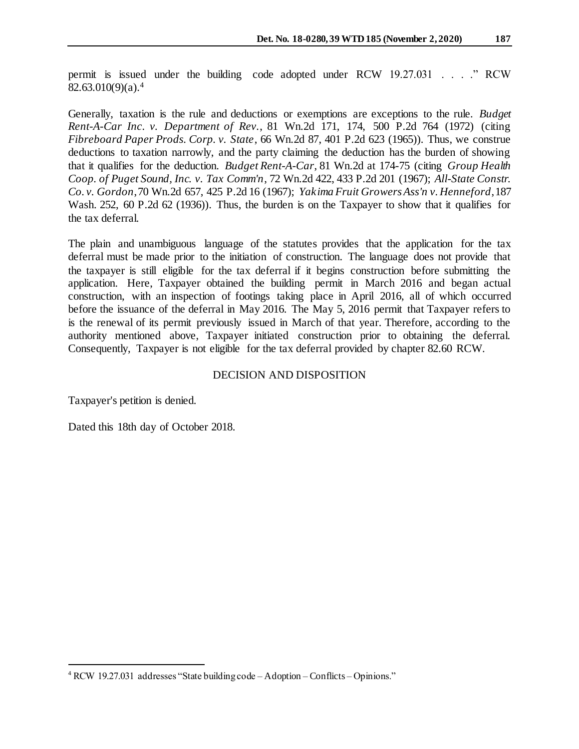permit is issued under the building code adopted under RCW 19.27.031 . . . ." RCW 82.63.010(9)(a).[4]

Generally, taxation is the rule and deductions or exemptions are exceptions to the rule. *Budget Rent-A-Car Inc. v. Department of Rev.*, 81 Wn.2d 171, 174, 500 P.2d 764 (1972) (citing *Fibreboard Paper Prods. Corp. v. State*, 66 Wn.2d 87, 401 P.2d 623 (1965)). Thus, we construe deductions to taxation narrowly, and the party claiming the deduction has the burden of showing that it qualifies for the deduction. *Budget Rent-A-Car*, 81 Wn.2d at 174-75 (citing *Group Health Coop. of Puget Sound, Inc. v. Tax Comm'n*, 72 Wn.2d 422, 433 P.2d 201 (1967); *All-State Constr. Co. v. Gordon*, 70 Wn.2d 657, 425 P.2d 16 (1967); *Yakima Fruit Growers Ass'n v. Henneford*, 187 Wash. 252, 60 P.2d 62 (1936)). Thus, the burden is on the Taxpayer to show that it qualifies for the tax deferral.

The plain and unambiguous language of the statutes provides that the application for the tax deferral must be made prior to the initiation of construction. The language does not provide that the taxpayer is still eligible for the tax deferral if it begins construction before submitting the application. Here, Taxpayer obtained the building permit in March 2016 and began actual construction, with an inspection of footings taking place in April 2016, all of which occurred before the issuance of the deferral in May 2016. The May 5, 2016 permit that Taxpayer refers to is the renewal of its permit previously issued in March of that year. Therefore, according to the authority mentioned above, Taxpayer initiated construction prior to obtaining the deferral. Consequently, Taxpayer is not eligible for the tax deferral provided by chapter 82.60 RCW.

## DECISION AND DISPOSITION

Taxpayer's petition is denied.

Dated this 18th day of October 2018.

---

[4] RCW 19.27.031 addresses "State building code – Adoption – Conflicts – Opinions."